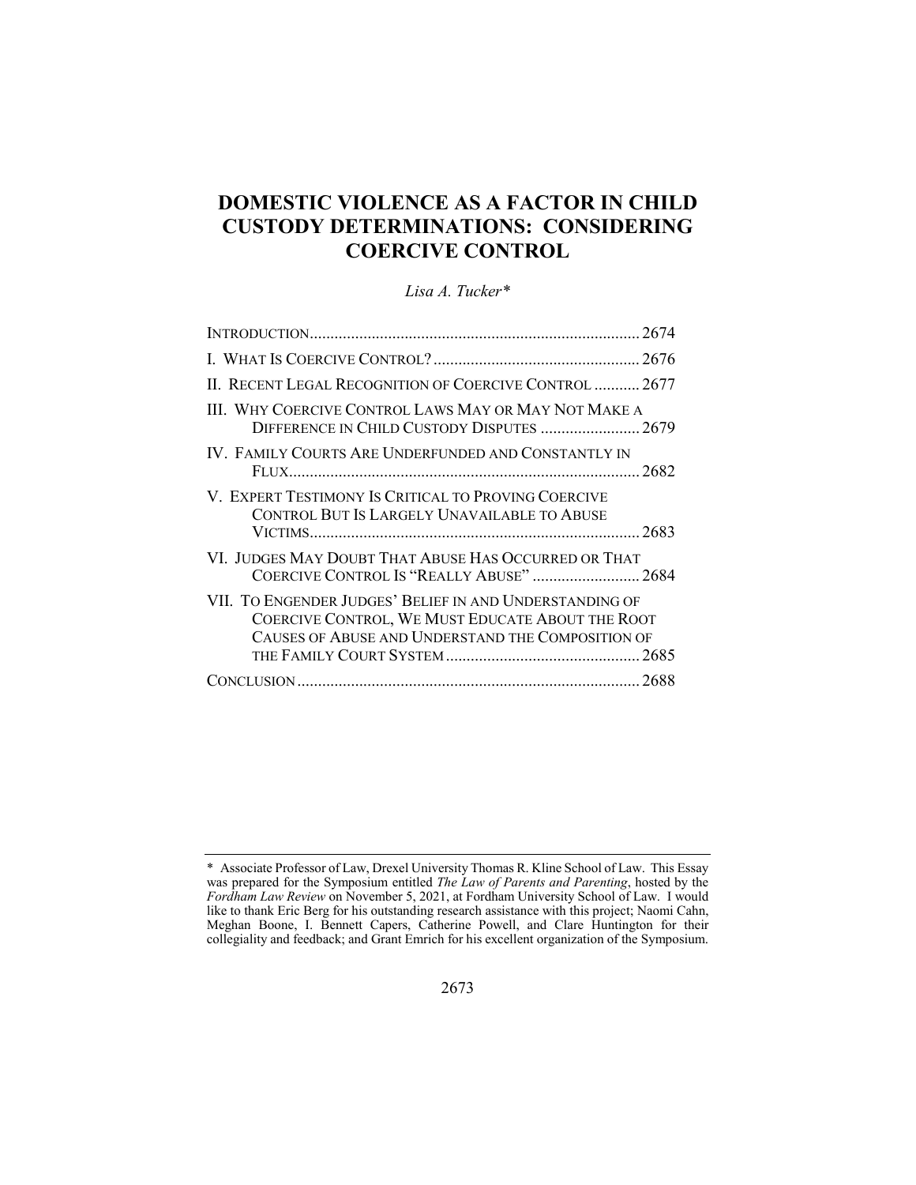# DOMESTIC VIOLENCE AS A FACTOR IN CHILD CUSTODY DETERMINATIONS: CONSIDERING COERCIVE CONTROL

*Lisa A. Tucker**

| | |
|---|---|
| INTRODUCTION | 2674 |
| I. WHAT IS COERCIVE CONTROL? | 2676 |
| II. RECENT LEGAL RECOGNITION OF COERCIVE CONTROL | 2677 |
| III. WHY COERCIVE CONTROL LAWS MAY OR MAY NOT MAKE A DIFFERENCE IN CHILD CUSTODY DISPUTES | 2679 |
| IV. FAMILY COURTS ARE UNDERFUNDED AND CONSTANTLY IN FLUX | 2682 |
| V. EXPERT TESTIMONY IS CRITICAL TO PROVING COERCIVE CONTROL BUT IS LARGELY UNAVAILABLE TO ABUSE VICTIMS | 2683 |
| VI. JUDGES MAY DOUBT THAT ABUSE HAS OCCURRED OR THAT COERCIVE CONTROL IS "REALLY ABUSE" | 2684 |
| VII. TO ENGENDER JUDGES' BELIEF IN AND UNDERSTANDING OF COERCIVE CONTROL, WE MUST EDUCATE ABOUT THE ROOT CAUSES OF ABUSE AND UNDERSTAND THE COMPOSITION OF THE FAMILY COURT SYSTEM | 2685 |
| CONCLUSION | 2688 |

---

\* Associate Professor of Law, Drexel University Thomas R. Kline School of Law. This Essay was prepared for the Symposium entitled *The Law of Parents and Parenting*, hosted by the *Fordham Law Review* on November 5, 2021, at Fordham University School of Law. I would like to thank Eric Berg for his outstanding research assistance with this project; Naomi Cahn, Meghan Boone, I. Bennett Capers, Catherine Powell, and Clare Huntington for their collegiality and feedback; and Grant Emrich for his excellent organization of the Symposium.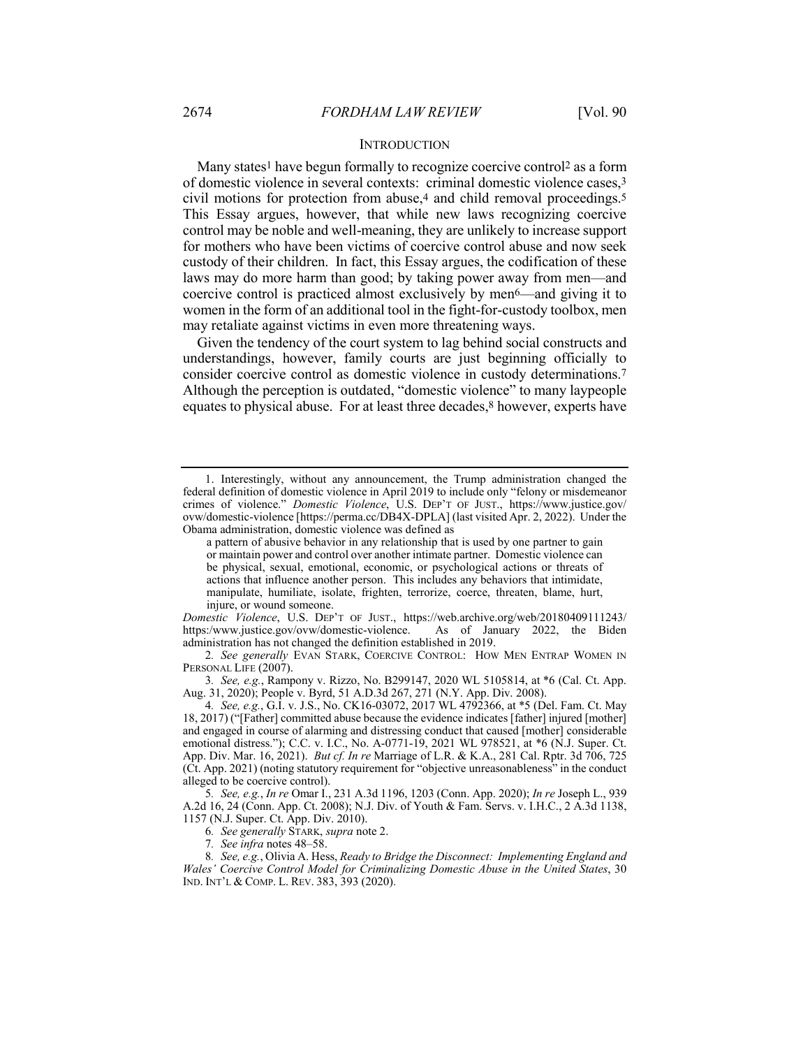## INTRODUCTION

Many states[1] have begun formally to recognize coercive control[2] as a form of domestic violence in several contexts: criminal domestic violence cases,[3] civil motions for protection from abuse,[4] and child removal proceedings.[5] This Essay argues, however, that while new laws recognizing coercive control may be noble and well-meaning, they are unlikely to increase support for mothers who have been victims of coercive control abuse and now seek custody of their children. In fact, this Essay argues, the codification of these laws may do more harm than good; by taking power away from men—and coercive control is practiced almost exclusively by men[6]—and giving it to women in the form of an additional tool in the fight-for-custody toolbox, men may retaliate against victims in even more threatening ways.

Given the tendency of the court system to lag behind social constructs and understandings, however, family courts are just beginning officially to consider coercive control as domestic violence in custody determinations.[7] Although the perception is outdated, "domestic violence" to many laypeople equates to physical abuse. For at least three decades,[8] however, experts have

---

1. Interestingly, without any announcement, the Trump administration changed the federal definition of domestic violence in April 2019 to include only "felony or misdemeanor crimes of violence." *Domestic Violence*, U.S. DEP'T OF JUST., https://www.justice.gov/ovw/domestic-violence [https://perma.cc/DB4X-DPLA] (last visited Apr. 2, 2022). Under the Obama administration, domestic violence was defined as

> a pattern of abusive behavior in any relationship that is used by one partner to gain or maintain power and control over another intimate partner. Domestic violence can be physical, sexual, emotional, economic, or psychological actions or threats of actions that influence another person. This includes any behaviors that intimidate, manipulate, humiliate, isolate, frighten, terrorize, coerce, threaten, blame, hurt, injure, or wound someone.

*Domestic Violence*, U.S. DEP'T OF JUST., https://web.archive.org/web/20180409111243/https:/www.justice.gov/ovw/domestic-violence. As of January 2022, the Biden administration has not changed the definition established in 2019.

2. *See generally* EVAN STARK, COERCIVE CONTROL: HOW MEN ENTRAP WOMEN IN PERSONAL LIFE (2007).

3. *See, e.g.*, Rampony v. Rizzo, No. B299147, 2020 WL 5105814, at *6 (Cal. Ct. App. Aug. 31, 2020); People v. Byrd, 51 A.D.3d 267, 271 (N.Y. App. Div. 2008).

4. *See, e.g.*, G.I. v. J.S., No. CK16-03072, 2017 WL 4792366, at *5 (Del. Fam. Ct. May 18, 2017) ("[Father] committed abuse because the evidence indicates [father] injured [mother] and engaged in course of alarming and distressing conduct that caused [mother] considerable emotional distress."); C.C. v. I.C., No. A-0771-19, 2021 WL 978521, at *6 (N.J. Super. Ct. App. Div. Mar. 16, 2021). *But cf. In re* Marriage of L.R. & K.A., 281 Cal. Rptr. 3d 706, 725 (Ct. App. 2021) (noting statutory requirement for "objective unreasonableness" in the conduct alleged to be coercive control).

5. *See, e.g.*, *In re* Omar I., 231 A.3d 1196, 1203 (Conn. App. 2020); *In re* Joseph L., 939 A.2d 16, 24 (Conn. App. Ct. 2008); N.J. Div. of Youth & Fam. Servs. v. I.H.C., 2 A.3d 1138, 1157 (N.J. Super. Ct. App. Div. 2010).

6. *See generally* STARK, *supra* note 2.

7. *See infra* notes 48–58.

8. *See, e.g.*, Olivia A. Hess, *Ready to Bridge the Disconnect: Implementing England and Wales' Coercive Control Model for Criminalizing Domestic Abuse in the United States*, 30 IND. INT'L & COMP. L. REV. 383, 393 (2020).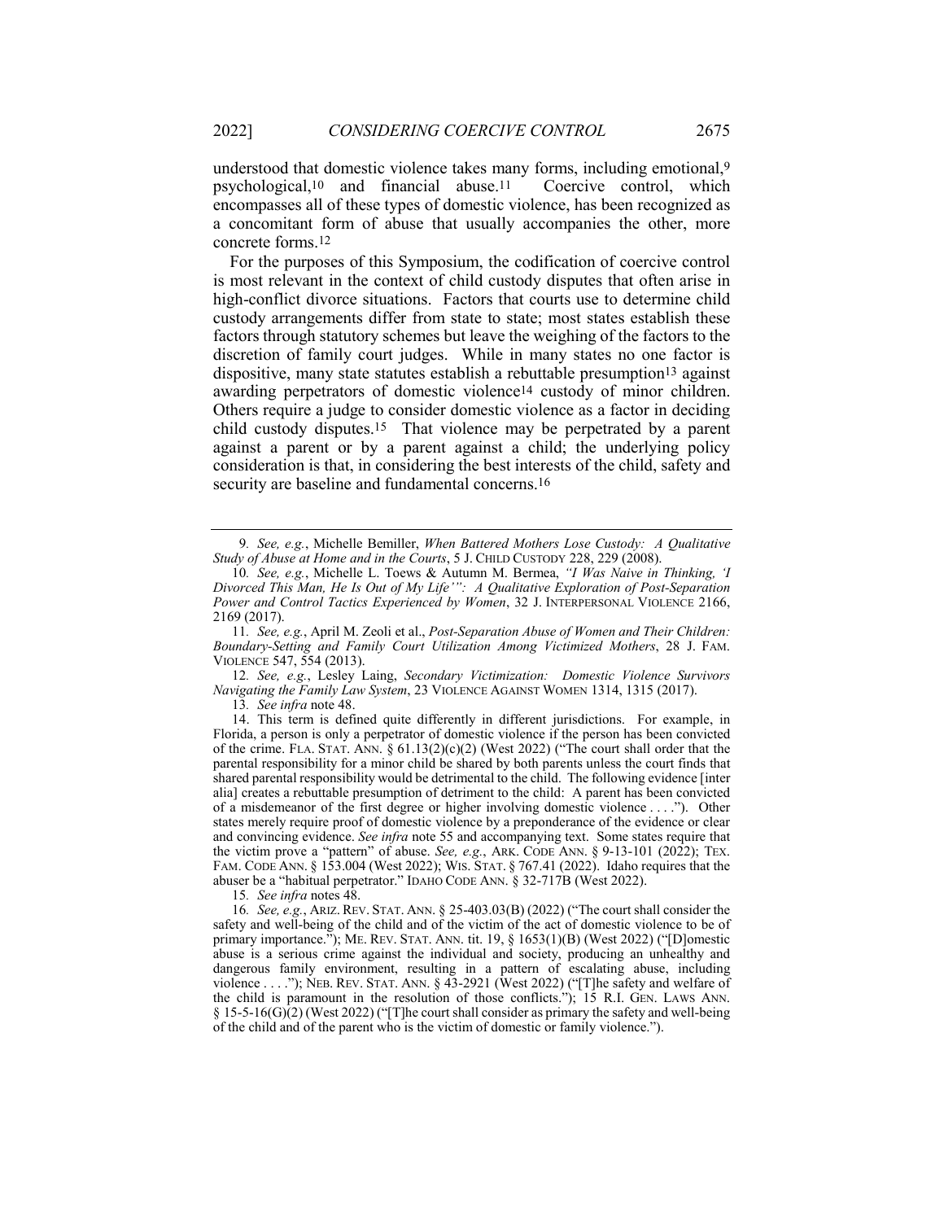understood that domestic violence takes many forms, including emotional,[9] psychological,[10] and financial abuse.[11] Coercive control, which encompasses all of these types of domestic violence, has been recognized as a concomitant form of abuse that usually accompanies the other, more concrete forms.[12]

For the purposes of this Symposium, the codification of coercive control is most relevant in the context of child custody disputes that often arise in high-conflict divorce situations. Factors that courts use to determine child custody arrangements differ from state to state; most states establish these factors through statutory schemes but leave the weighing of the factors to the discretion of family court judges. While in many states no one factor is dispositive, many state statutes establish a rebuttable presumption[13] against awarding perpetrators of domestic violence[14] custody of minor children. Others require a judge to consider domestic violence as a factor in deciding child custody disputes.[15] That violence may be perpetrated by a parent against a parent or by a parent against a child; the underlying policy consideration is that, in considering the best interests of the child, safety and security are baseline and fundamental concerns.[16]

---

9. *See, e.g.*, Michelle Bemiller, *When Battered Mothers Lose Custody: A Qualitative Study of Abuse at Home and in the Courts*, 5 J. CHILD CUSTODY 228, 229 (2008).

10. *See, e.g.*, Michelle L. Toews & Autumn M. Bermea, *"I Was Naive in Thinking, 'I Divorced This Man, He Is Out of My Life'": A Qualitative Exploration of Post-Separation Power and Control Tactics Experienced by Women*, 32 J. INTERPERSONAL VIOLENCE 2166, 2169 (2017).

11. *See, e.g.*, April M. Zeoli et al., *Post-Separation Abuse of Women and Their Children: Boundary-Setting and Family Court Utilization Among Victimized Mothers*, 28 J. FAM. VIOLENCE 547, 554 (2013).

12. *See, e.g.*, Lesley Laing, *Secondary Victimization: Domestic Violence Survivors Navigating the Family Law System*, 23 VIOLENCE AGAINST WOMEN 1314, 1315 (2017).

13. *See infra* note 48.

14. This term is defined quite differently in different jurisdictions. For example, in Florida, a person is only a perpetrator of domestic violence if the person has been convicted of the crime. FLA. STAT. ANN. § 61.13(2)(c)(2) (West 2022) ("The court shall order that the parental responsibility for a minor child be shared by both parents unless the court finds that shared parental responsibility would be detrimental to the child. The following evidence [inter alia] creates a rebuttable presumption of detriment to the child: A parent has been convicted of a misdemeanor of the first degree or higher involving domestic violence . . . ."). Other states merely require proof of domestic violence by a preponderance of the evidence or clear and convincing evidence. *See infra* note 55 and accompanying text. Some states require that the victim prove a "pattern" of abuse. *See, e.g.*, ARK. CODE ANN. § 9-13-101 (2022); TEX. FAM. CODE ANN. § 153.004 (West 2022); WIS. STAT. § 767.41 (2022). Idaho requires that the abuser be a "habitual perpetrator." IDAHO CODE ANN. § 32-717B (West 2022).

15. *See infra* notes 48.

16. *See, e.g.*, ARIZ. REV. STAT. ANN. § 25-403.03(B) (2022) ("The court shall consider the safety and well-being of the child and of the victim of the act of domestic violence to be of primary importance."); ME. REV. STAT. ANN. tit. 19, § 1653(1)(B) (West 2022) ("[D]omestic abuse is a serious crime against the individual and society, producing an unhealthy and dangerous family environment, resulting in a pattern of escalating abuse, including violence . . . ."); NEB. REV. STAT. ANN. § 43-2921 (West 2022) ("[T]he safety and welfare of the child is paramount in the resolution of those conflicts."); 15 R.I. GEN. LAWS ANN. § 15-5-16(G)(2) (West 2022) ("[T]he court shall consider as primary the safety and well-being of the child and of the parent who is the victim of domestic or family violence.").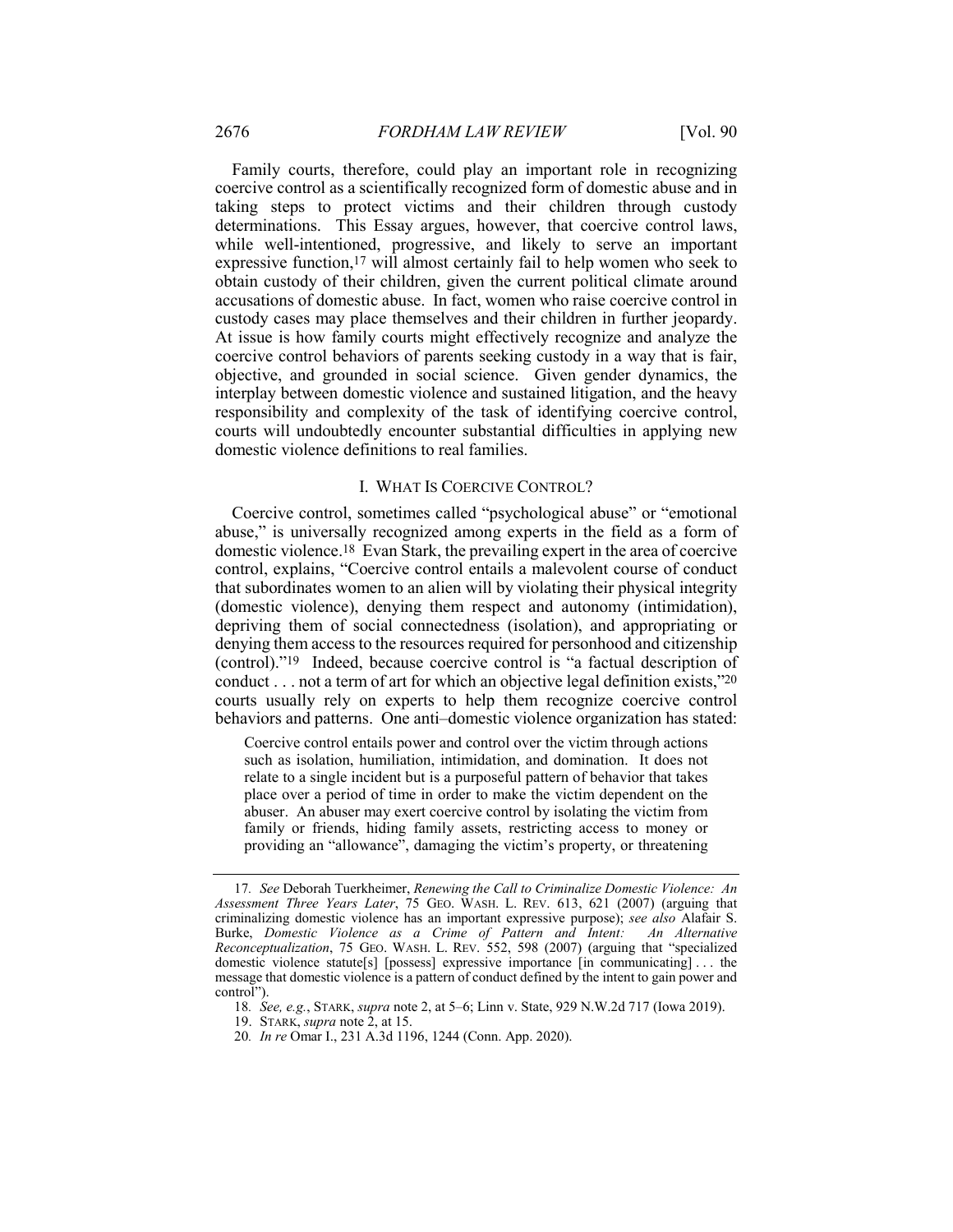Family courts, therefore, could play an important role in recognizing coercive control as a scientifically recognized form of domestic abuse and in taking steps to protect victims and their children through custody determinations. This Essay argues, however, that coercive control laws, while well-intentioned, progressive, and likely to serve an important expressive function,[17] will almost certainly fail to help women who seek to obtain custody of their children, given the current political climate around accusations of domestic abuse. In fact, women who raise coercive control in custody cases may place themselves and their children in further jeopardy. At issue is how family courts might effectively recognize and analyze the coercive control behaviors of parents seeking custody in a way that is fair, objective, and grounded in social science. Given gender dynamics, the interplay between domestic violence and sustained litigation, and the heavy responsibility and complexity of the task of identifying coercive control, courts will undoubtedly encounter substantial difficulties in applying new domestic violence definitions to real families.

## I. WHAT IS COERCIVE CONTROL?

Coercive control, sometimes called "psychological abuse" or "emotional abuse," is universally recognized among experts in the field as a form of domestic violence.[18] Evan Stark, the prevailing expert in the area of coercive control, explains, "Coercive control entails a malevolent course of conduct that subordinates women to an alien will by violating their physical integrity (domestic violence), denying them respect and autonomy (intimidation), depriving them of social connectedness (isolation), and appropriating or denying them access to the resources required for personhood and citizenship (control)."[19] Indeed, because coercive control is "a factual description of conduct . . . not a term of art for which an objective legal definition exists,"[20] courts usually rely on experts to help them recognize coercive control behaviors and patterns. One anti–domestic violence organization has stated:

> Coercive control entails power and control over the victim through actions such as isolation, humiliation, intimidation, and domination. It does not relate to a single incident but is a purposeful pattern of behavior that takes place over a period of time in order to make the victim dependent on the abuser. An abuser may exert coercive control by isolating the victim from family or friends, hiding family assets, restricting access to money or providing an "allowance", damaging the victim's property, or threatening

---

17. *See* Deborah Tuerkheimer, *Renewing the Call to Criminalize Domestic Violence: An Assessment Three Years Later*, 75 GEO. WASH. L. REV. 613, 621 (2007) (arguing that criminalizing domestic violence has an important expressive purpose); *see also* Alafair S. Burke, *Domestic Violence as a Crime of Pattern and Intent: An Alternative Reconceptualization*, 75 GEO. WASH. L. REV. 552, 598 (2007) (arguing that "specialized domestic violence statute[s] [possess] expressive importance [in communicating] . . . the message that domestic violence is a pattern of conduct defined by the intent to gain power and control").

18. *See, e.g.*, STARK, *supra* note 2, at 5–6; Linn v. State, 929 N.W.2d 717 (Iowa 2019).

19. STARK, *supra* note 2, at 15.

20. *In re* Omar I., 231 A.3d 1196, 1244 (Conn. App. 2020).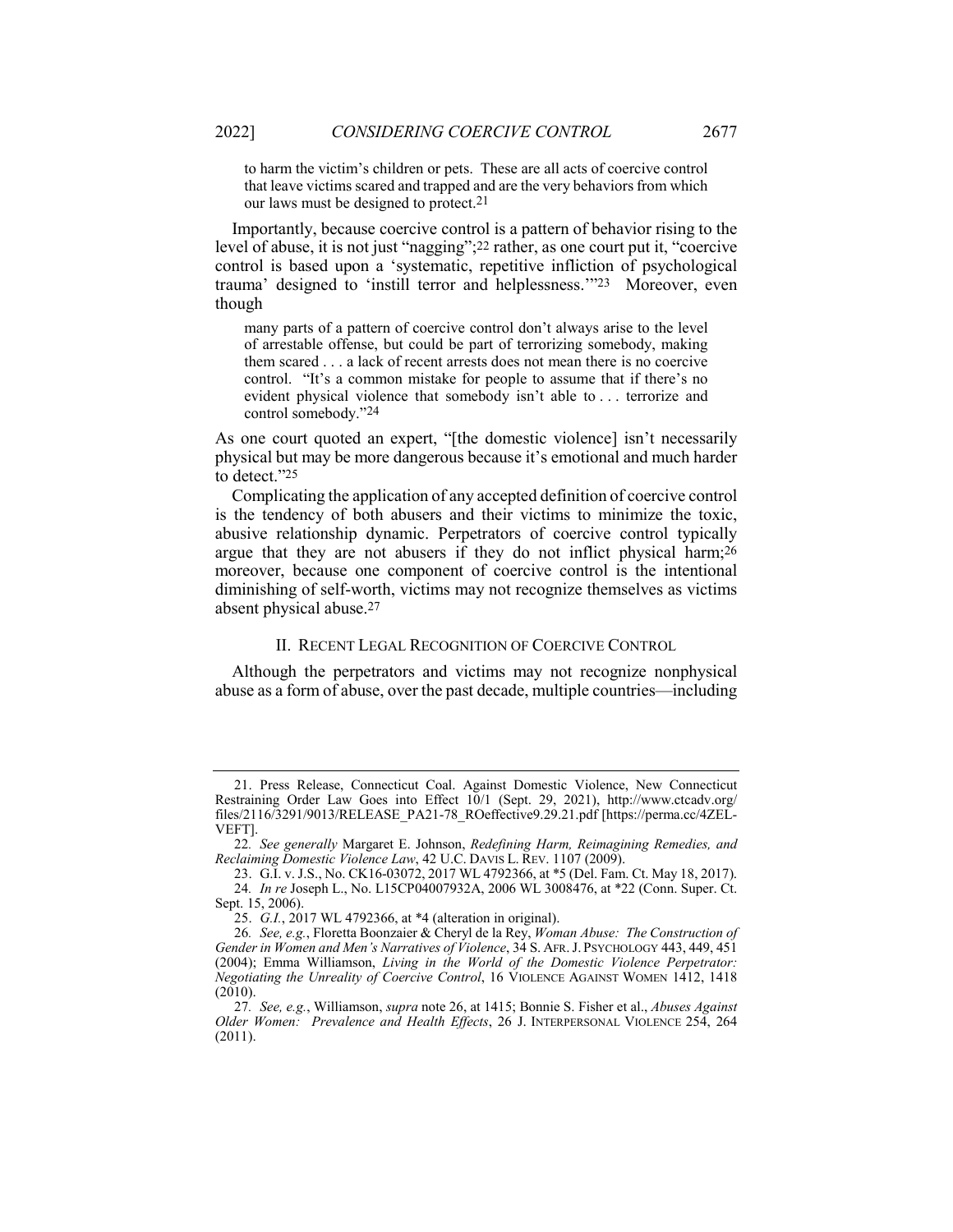> to harm the victim's children or pets. These are all acts of coercive control that leave victims scared and trapped and are the very behaviors from which our laws must be designed to protect.[21]

Importantly, because coercive control is a pattern of behavior rising to the level of abuse, it is not just "nagging";[22] rather, as one court put it, "coercive control is based upon a 'systematic, repetitive infliction of psychological trauma' designed to 'instill terror and helplessness.'"[23] Moreover, even though

> many parts of a pattern of coercive control don't always arise to the level of arrestable offense, but could be part of terrorizing somebody, making them scared . . . a lack of recent arrests does not mean there is no coercive control. "It's a common mistake for people to assume that if there's no evident physical violence that somebody isn't able to . . . terrorize and control somebody."[24]

As one court quoted an expert, "[the domestic violence] isn't necessarily physical but may be more dangerous because it's emotional and much harder to detect."[25]

Complicating the application of any accepted definition of coercive control is the tendency of both abusers and their victims to minimize the toxic, abusive relationship dynamic. Perpetrators of coercive control typically argue that they are not abusers if they do not inflict physical harm;[26] moreover, because one component of coercive control is the intentional diminishing of self-worth, victims may not recognize themselves as victims absent physical abuse.[27]

## II. Recent Legal Recognition of Coercive Control

Although the perpetrators and victims may not recognize nonphysical abuse as a form of abuse, over the past decade, multiple countries—including

---

21. Press Release, Connecticut Coal. Against Domestic Violence, New Connecticut Restraining Order Law Goes into Effect 10/1 (Sept. 29, 2021), http://www.ctcadv.org/files/2116/3291/9013/RELEASE_PA21-78_ROeffective9.29.21.pdf [https://perma.cc/4ZEL-VEFT].

22. *See generally* Margaret E. Johnson, *Redefining Harm, Reimagining Remedies, and Reclaiming Domestic Violence Law*, 42 U.C. Davis L. Rev. 1107 (2009).

23. G.I. v. J.S., No. CK16-03072, 2017 WL 4792366, at *5 (Del. Fam. Ct. May 18, 2017).

24. *In re* Joseph L., No. L15CP04007932A, 2006 WL 3008476, at *22 (Conn. Super. Ct. Sept. 15, 2006).

25. *G.I.*, 2017 WL 4792366, at *4 (alteration in original).

26. *See, e.g.*, Floretta Boonzaier & Cheryl de la Rey, *Woman Abuse: The Construction of Gender in Women and Men's Narratives of Violence*, 34 S. Afr. J. Psychology 443, 449, 451 (2004); Emma Williamson, *Living in the World of the Domestic Violence Perpetrator: Negotiating the Unreality of Coercive Control*, 16 Violence Against Women 1412, 1418 (2010).

27. *See, e.g.*, Williamson, *supra* note 26, at 1415; Bonnie S. Fisher et al., *Abuses Against Older Women: Prevalence and Health Effects*, 26 J. Interpersonal Violence 254, 264 (2011).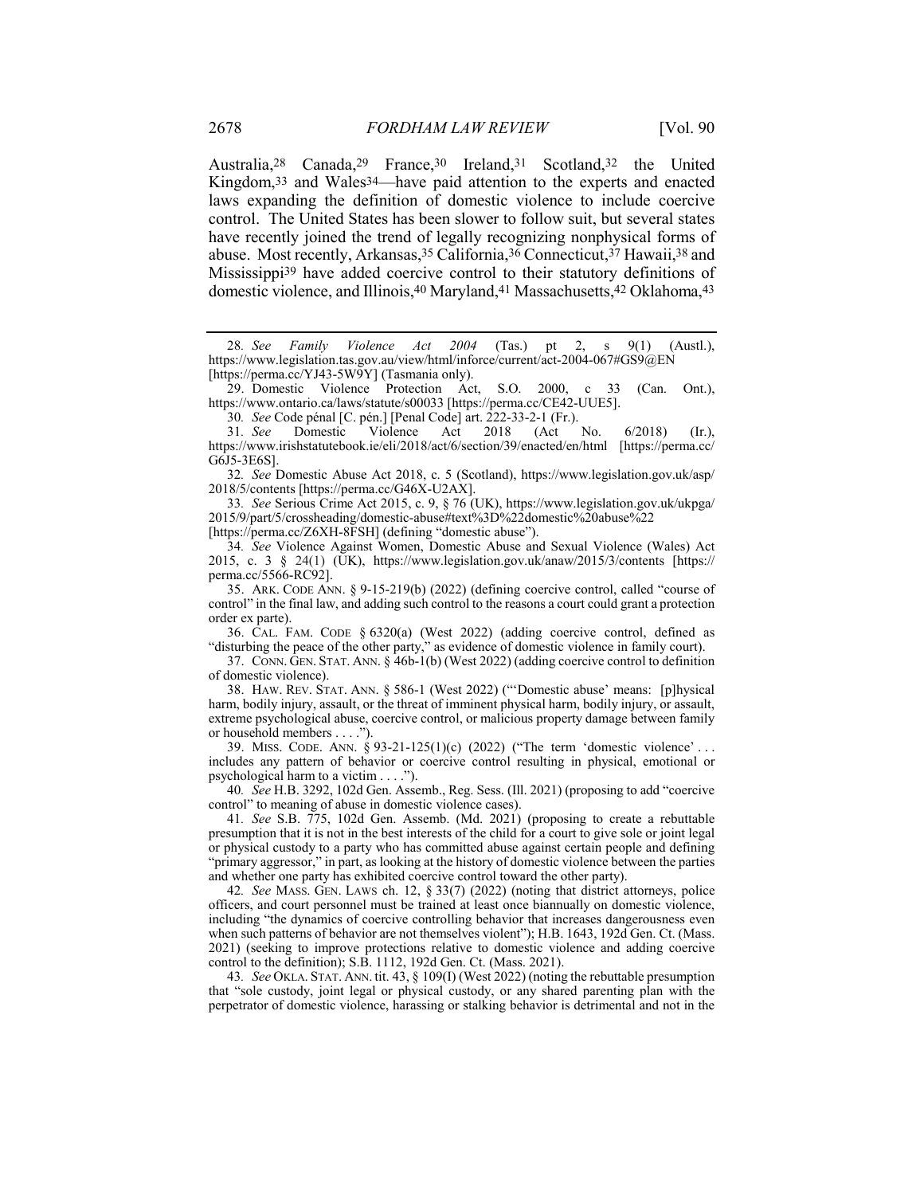Australia,[28] Canada,[29] France,[30] Ireland,[31] Scotland,[32] the United Kingdom,[33] and Wales[34]—have paid attention to the experts and enacted laws expanding the definition of domestic violence to include coercive control. The United States has been slower to follow suit, but several states have recently joined the trend of legally recognizing nonphysical forms of abuse. Most recently, Arkansas,[35] California,[36] Connecticut,[37] Hawaii,[38] and Mississippi[39] have added coercive control to their statutory definitions of domestic violence, and Illinois,[40] Maryland,[41] Massachusetts,[42] Oklahoma,[43]

---

28. *See Family Violence Act 2004* (Tas.) pt 2, s 9(1) (Austl.), https://www.legislation.tas.gov.au/view/html/inforce/current/act-2004-067#GS9@EN [https://perma.cc/YJ43-5W9Y] (Tasmania only).

29. Domestic Violence Protection Act, S.O. 2000, c 33 (Can. Ont.), https://www.ontario.ca/laws/statute/s00033 [https://perma.cc/CE42-UUE5].

30. *See* Code pénal [C. pén.] [Penal Code] art. 222-33-2-1 (Fr.).

31. *See* Domestic Violence Act 2018 (Act No. 6/2018) (Ir.), https://www.irishstatutebook.ie/eli/2018/act/6/section/39/enacted/en/html [https://perma.cc/G6J5-3E6S].

32. *See* Domestic Abuse Act 2018, c. 5 (Scotland), https://www.legislation.gov.uk/asp/2018/5/contents [https://perma.cc/G46X-U2AX].

33. *See* Serious Crime Act 2015, c. 9, § 76 (UK), https://www.legislation.gov.uk/ukpga/2015/9/part/5/crossheading/domestic-abuse#text%3D%22domestic%20abuse%22 [https://perma.cc/Z6XH-8FSH] (defining "domestic abuse").

34. *See* Violence Against Women, Domestic Abuse and Sexual Violence (Wales) Act 2015, c. 3 § 24(1) (UK), https://www.legislation.gov.uk/anaw/2015/3/contents [https://perma.cc/5566-RC92].

35. ARK. CODE ANN. § 9-15-219(b) (2022) (defining coercive control, called "course of control" in the final law, and adding such control to the reasons a court could grant a protection order ex parte).

36. CAL. FAM. CODE § 6320(a) (West 2022) (adding coercive control, defined as "disturbing the peace of the other party," as evidence of domestic violence in family court).

37. CONN. GEN. STAT. ANN. § 46b-1(b) (West 2022) (adding coercive control to definition of domestic violence).

38. HAW. REV. STAT. ANN. § 586-1 (West 2022) ("'Domestic abuse' means: [p]hysical harm, bodily injury, assault, or the threat of imminent physical harm, bodily injury, or assault, extreme psychological abuse, coercive control, or malicious property damage between family or household members . . . .").

39. MISS. CODE. ANN. § 93-21-125(1)(c) (2022) ("The term 'domestic violence' . . . includes any pattern of behavior or coercive control resulting in physical, emotional or psychological harm to a victim . . . .").

40. *See* H.B. 3292, 102d Gen. Assemb., Reg. Sess. (Ill. 2021) (proposing to add "coercive control" to meaning of abuse in domestic violence cases).

41. *See* S.B. 775, 102d Gen. Assemb. (Md. 2021) (proposing to create a rebuttable presumption that it is not in the best interests of the child for a court to give sole or joint legal or physical custody to a party who has committed abuse against certain people and defining "primary aggressor," in part, as looking at the history of domestic violence between the parties and whether one party has exhibited coercive control toward the other party).

42. *See* MASS. GEN. LAWS ch. 12, § 33(7) (2022) (noting that district attorneys, police officers, and court personnel must be trained at least once biannually on domestic violence, including "the dynamics of coercive controlling behavior that increases dangerousness even when such patterns of behavior are not themselves violent"); H.B. 1643, 192d Gen. Ct. (Mass. 2021) (seeking to improve protections relative to domestic violence and adding coercive control to the definition); S.B. 1112, 192d Gen. Ct. (Mass. 2021).

43. *See* OKLA. STAT. ANN. tit. 43, § 109(I) (West 2022) (noting the rebuttable presumption that "sole custody, joint legal or physical custody, or any shared parenting plan with the perpetrator of domestic violence, harassing or stalking behavior is detrimental and not in the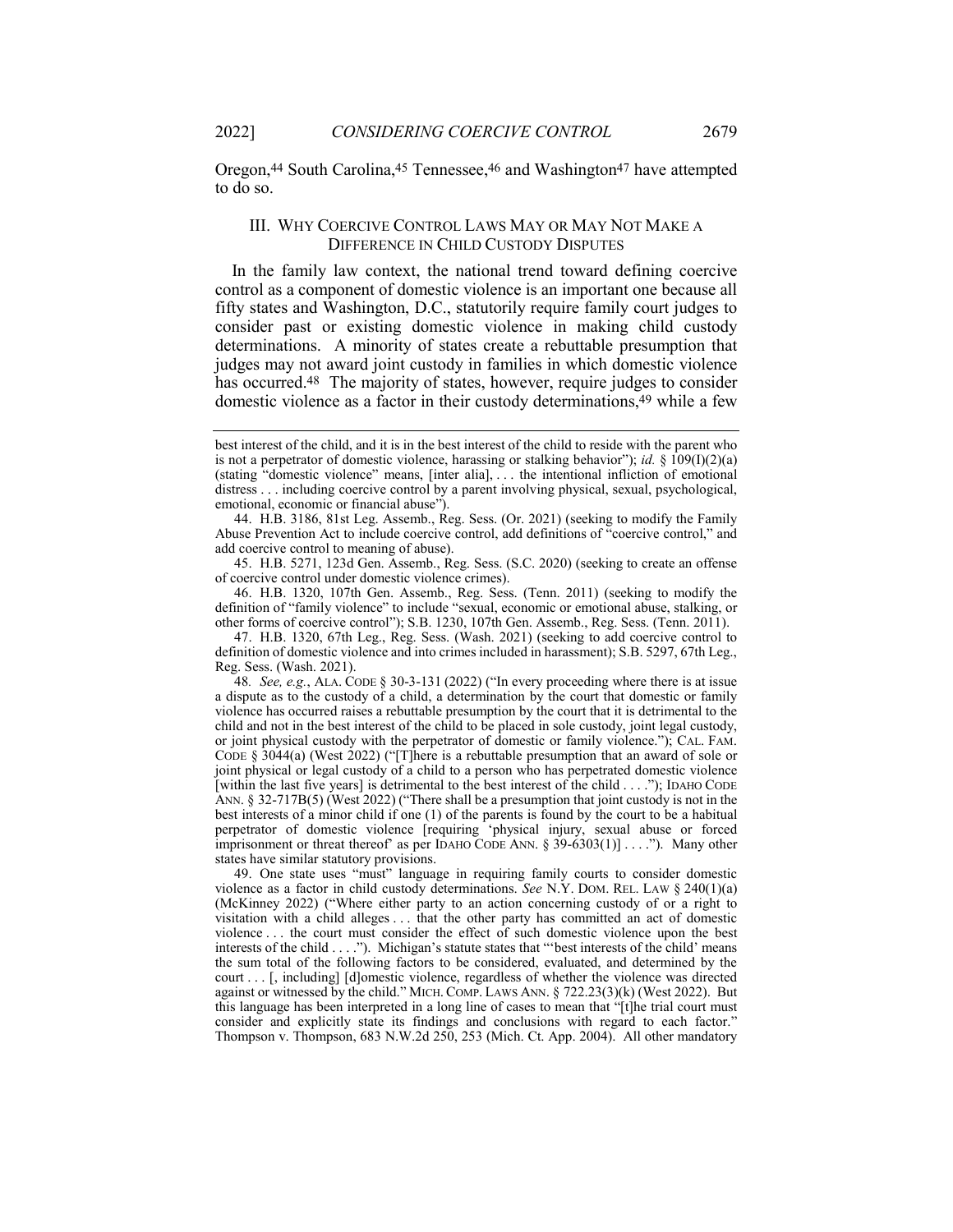Oregon,[44] South Carolina,[45] Tennessee,[46] and Washington[47] have attempted to do so.

## III. WHY COERCIVE CONTROL LAWS MAY OR MAY NOT MAKE A DIFFERENCE IN CHILD CUSTODY DISPUTES

In the family law context, the national trend toward defining coercive control as a component of domestic violence is an important one because all fifty states and Washington, D.C., statutorily require family court judges to consider past or existing domestic violence in making child custody determinations. A minority of states create a rebuttable presumption that judges may not award joint custody in families in which domestic violence has occurred.[48] The majority of states, however, require judges to consider domestic violence as a factor in their custody determinations,[49] while a few

---

best interest of the child, and it is in the best interest of the child to reside with the parent who is not a perpetrator of domestic violence, harassing or stalking behavior"); *id.* § 109(I)(2)(a) (stating "domestic violence" means, [inter alia], . . . the intentional infliction of emotional distress . . . including coercive control by a parent involving physical, sexual, psychological, emotional, economic or financial abuse").

44. H.B. 3186, 81st Leg. Assemb., Reg. Sess. (Or. 2021) (seeking to modify the Family Abuse Prevention Act to include coercive control, add definitions of "coercive control," and add coercive control to meaning of abuse).

45. H.B. 5271, 123d Gen. Assemb., Reg. Sess. (S.C. 2020) (seeking to create an offense of coercive control under domestic violence crimes).

46. H.B. 1320, 107th Gen. Assemb., Reg. Sess. (Tenn. 2011) (seeking to modify the definition of "family violence" to include "sexual, economic or emotional abuse, stalking, or other forms of coercive control"); S.B. 1230, 107th Gen. Assemb., Reg. Sess. (Tenn. 2011).

47. H.B. 1320, 67th Leg., Reg. Sess. (Wash. 2021) (seeking to add coercive control to definition of domestic violence and into crimes included in harassment); S.B. 5297, 67th Leg., Reg. Sess. (Wash. 2021).

48. *See, e.g.*, ALA. CODE § 30-3-131 (2022) ("In every proceeding where there is at issue a dispute as to the custody of a child, a determination by the court that domestic or family violence has occurred raises a rebuttable presumption by the court that it is detrimental to the child and not in the best interest of the child to be placed in sole custody, joint legal custody, or joint physical custody with the perpetrator of domestic or family violence."); CAL. FAM. CODE § 3044(a) (West 2022) ("[T]here is a rebuttable presumption that an award of sole or joint physical or legal custody of a child to a person who has perpetrated domestic violence [within the last five years] is detrimental to the best interest of the child . . . ."); IDAHO CODE ANN. § 32-717B(5) (West 2022) ("There shall be a presumption that joint custody is not in the best interests of a minor child if one (1) of the parents is found by the court to be a habitual perpetrator of domestic violence [requiring 'physical injury, sexual abuse or forced imprisonment or threat thereof' as per IDAHO CODE ANN. § 39-6303(1)] . . . ."). Many other states have similar statutory provisions.

49. One state uses "must" language in requiring family courts to consider domestic violence as a factor in child custody determinations. *See* N.Y. DOM. REL. LAW § 240(1)(a) (McKinney 2022) ("Where either party to an action concerning custody of or a right to visitation with a child alleges . . . that the other party has committed an act of domestic violence . . . the court must consider the effect of such domestic violence upon the best interests of the child . . . ."). Michigan's statute states that "'best interests of the child' means the sum total of the following factors to be considered, evaluated, and determined by the court . . . [, including] [d]omestic violence, regardless of whether the violence was directed against or witnessed by the child." MICH. COMP. LAWS ANN. § 722.23(3)(k) (West 2022). But this language has been interpreted in a long line of cases to mean that "[t]he trial court must consider and explicitly state its findings and conclusions with regard to each factor." Thompson v. Thompson, 683 N.W.2d 250, 253 (Mich. Ct. App. 2004). All other mandatory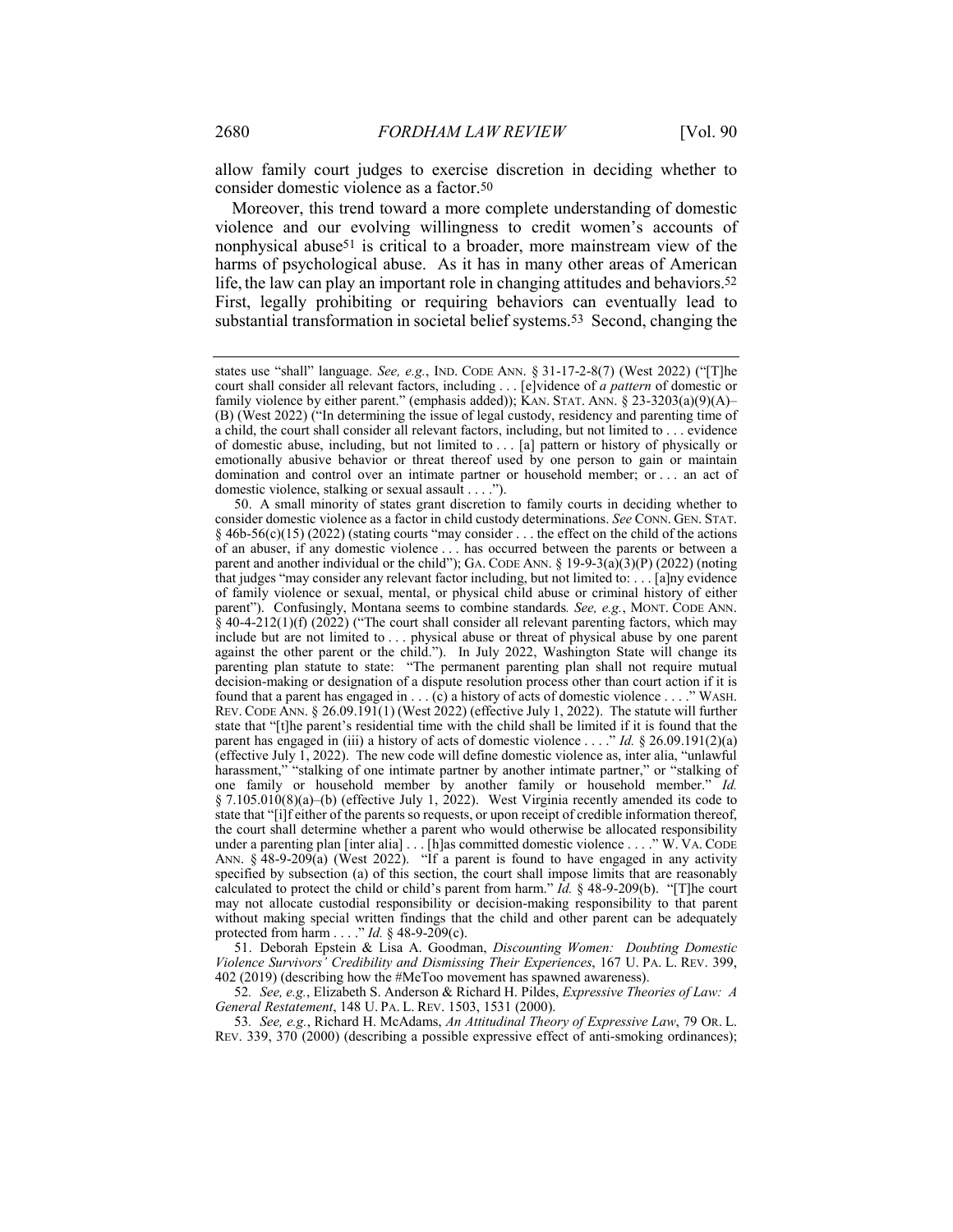allow family court judges to exercise discretion in deciding whether to consider domestic violence as a factor.[50]

Moreover, this trend toward a more complete understanding of domestic violence and our evolving willingness to credit women's accounts of nonphysical abuse[51] is critical to a broader, more mainstream view of the harms of psychological abuse. As it has in many other areas of American life, the law can play an important role in changing attitudes and behaviors.[52] First, legally prohibiting or requiring behaviors can eventually lead to substantial transformation in societal belief systems.[53] Second, changing the

---

states use "shall" language. *See, e.g.*, IND. CODE ANN. § 31-17-2-8(7) (West 2022) ("[T]he court shall consider all relevant factors, including . . . [e]vidence of *a pattern* of domestic or family violence by either parent." (emphasis added)); KAN. STAT. ANN. § 23-3203(a)(9)(A)–(B) (West 2022) ("In determining the issue of legal custody, residency and parenting time of a child, the court shall consider all relevant factors, including, but not limited to . . . evidence of domestic abuse, including, but not limited to . . . [a] pattern or history of physically or emotionally abusive behavior or threat thereof used by one person to gain or maintain domination and control over an intimate partner or household member; or . . . an act of domestic violence, stalking or sexual assault . . . .").

50. A small minority of states grant discretion to family courts in deciding whether to consider domestic violence as a factor in child custody determinations. *See* CONN. GEN. STAT. § 46b-56(c)(15) (2022) (stating courts "may consider . . . the effect on the child of the actions of an abuser, if any domestic violence . . . has occurred between the parents or between a parent and another individual or the child"); GA. CODE ANN. § 19-9-3(a)(3)(P) (2022) (noting that judges "may consider any relevant factor including, but not limited to: . . . [a]ny evidence of family violence or sexual, mental, or physical child abuse or criminal history of either parent"). Confusingly, Montana seems to combine standards*. See, e.g.*, MONT. CODE ANN. § 40-4-212(1)(f) (2022) ("The court shall consider all relevant parenting factors, which may include but are not limited to . . . physical abuse or threat of physical abuse by one parent against the other parent or the child."). In July 2022, Washington State will change its parenting plan statute to state: "The permanent parenting plan shall not require mutual decision-making or designation of a dispute resolution process other than court action if it is found that a parent has engaged in . . . (c) a history of acts of domestic violence . . . ." WASH. REV. CODE ANN. § 26.09.191(1) (West 2022) (effective July 1, 2022). The statute will further state that "[t]he parent's residential time with the child shall be limited if it is found that the parent has engaged in (iii) a history of acts of domestic violence . . . ." *Id.* § 26.09.191(2)(a) (effective July 1, 2022). The new code will define domestic violence as, inter alia, "unlawful harassment," "stalking of one intimate partner by another intimate partner," or "stalking of one family or household member by another family or household member." *Id.* § 7.105.010(8)(a)–(b) (effective July 1, 2022). West Virginia recently amended its code to state that "[i]f either of the parents so requests, or upon receipt of credible information thereof, the court shall determine whether a parent who would otherwise be allocated responsibility under a parenting plan [inter alia] . . . [h]as committed domestic violence . . . ." W. VA. CODE ANN. § 48-9-209(a) (West 2022). "If a parent is found to have engaged in any activity specified by subsection (a) of this section, the court shall impose limits that are reasonably calculated to protect the child or child's parent from harm." *Id.* § 48-9-209(b). "[T]he court may not allocate custodial responsibility or decision-making responsibility to that parent without making special written findings that the child and other parent can be adequately protected from harm . . . ." *Id.* § 48-9-209(c).

51. Deborah Epstein & Lisa A. Goodman, *Discounting Women: Doubting Domestic Violence Survivors' Credibility and Dismissing Their Experiences*, 167 U. PA. L. REV. 399, 402 (2019) (describing how the #MeToo movement has spawned awareness).

52. *See, e.g.*, Elizabeth S. Anderson & Richard H. Pildes, *Expressive Theories of Law: A General Restatement*, 148 U. PA. L. REV. 1503, 1531 (2000).

53. *See, e.g.*, Richard H. McAdams, *An Attitudinal Theory of Expressive Law*, 79 OR. L. REV. 339, 370 (2000) (describing a possible expressive effect of anti-smoking ordinances);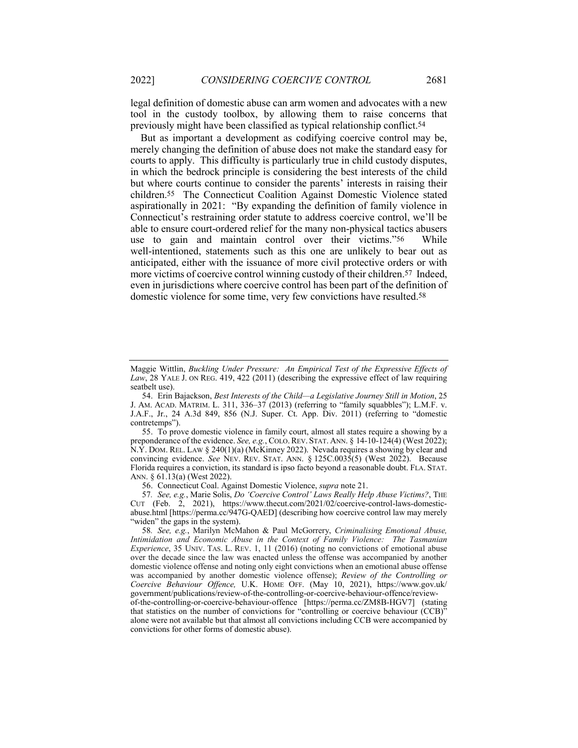legal definition of domestic abuse can arm women and advocates with a new tool in the custody toolbox, by allowing them to raise concerns that previously might have been classified as typical relationship conflict.[54]

But as important a development as codifying coercive control may be, merely changing the definition of abuse does not make the standard easy for courts to apply. This difficulty is particularly true in child custody disputes, in which the bedrock principle is considering the best interests of the child but where courts continue to consider the parents' interests in raising their children.[55] The Connecticut Coalition Against Domestic Violence stated aspirationally in 2021: "By expanding the definition of family violence in Connecticut's restraining order statute to address coercive control, we'll be able to ensure court-ordered relief for the many non-physical tactics abusers use to gain and maintain control over their victims."[56] While well-intentioned, statements such as this one are unlikely to bear out as anticipated, either with the issuance of more civil protective orders or with more victims of coercive control winning custody of their children.[57] Indeed, even in jurisdictions where coercive control has been part of the definition of domestic violence for some time, very few convictions have resulted.[58]

---

Maggie Wittlin, *Buckling Under Pressure: An Empirical Test of the Expressive Effects of Law*, 28 YALE J. ON REG. 419, 422 (2011) (describing the expressive effect of law requiring seatbelt use).

54. Erin Bajackson, *Best Interests of the Child—a Legislative Journey Still in Motion*, 25 J. AM. ACAD. MATRIM. L. 311, 336–37 (2013) (referring to "family squabbles"); L.M.F. v. J.A.F., Jr., 24 A.3d 849, 856 (N.J. Super. Ct. App. Div. 2011) (referring to "domestic contretemps").

55. To prove domestic violence in family court, almost all states require a showing by a preponderance of the evidence. *See, e.g.*, COLO. REV. STAT. ANN. § 14-10-124(4) (West 2022); N.Y. DOM. REL. LAW § 240(1)(a) (McKinney 2022). Nevada requires a showing by clear and convincing evidence. *See* NEV. REV. STAT. ANN. § 125C.0035(5) (West 2022). Because Florida requires a conviction, its standard is ipso facto beyond a reasonable doubt. FLA. STAT. ANN. § 61.13(a) (West 2022).

56. Connecticut Coal. Against Domestic Violence, *supra* note 21.

57. *See, e.g.*, Marie Solis, *Do 'Coercive Control' Laws Really Help Abuse Victims?*, THE CUT (Feb. 2, 2021), https://www.thecut.com/2021/02/coercive-control-laws-domestic-abuse.html [https://perma.cc/947G-QAED] (describing how coercive control law may merely "widen" the gaps in the system).

58. *See, e.g.*, Marilyn McMahon & Paul McGorrery, *Criminalising Emotional Abuse, Intimidation and Economic Abuse in the Context of Family Violence: The Tasmanian Experience*, 35 UNIV. TAS. L. REV. 1, 11 (2016) (noting no convictions of emotional abuse over the decade since the law was enacted unless the offense was accompanied by another domestic violence offense and noting only eight convictions when an emotional abuse offense was accompanied by another domestic violence offense); *Review of the Controlling or Coercive Behaviour Offence,* U.K. HOME OFF. (May 10, 2021), https://www.gov.uk/government/publications/review-of-the-controlling-or-coercive-behaviour-offence/review-of-the-controlling-or-coercive-behaviour-offence [https://perma.cc/ZM8B-HGV7] (stating that statistics on the number of convictions for "controlling or coercive behaviour (CCB)" alone were not available but that almost all convictions including CCB were accompanied by convictions for other forms of domestic abuse).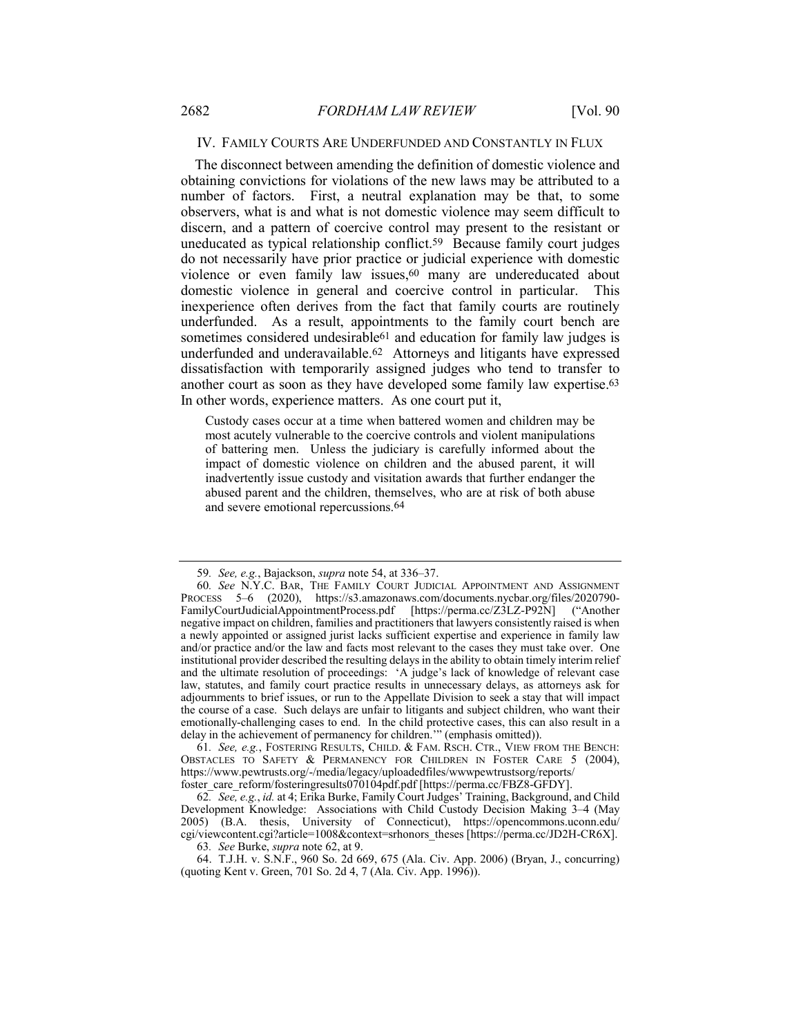## IV. FAMILY COURTS ARE UNDERFUNDED AND CONSTANTLY IN FLUX

The disconnect between amending the definition of domestic violence and obtaining convictions for violations of the new laws may be attributed to a number of factors. First, a neutral explanation may be that, to some observers, what is and what is not domestic violence may seem difficult to discern, and a pattern of coercive control may present to the resistant or uneducated as typical relationship conflict.[59] Because family court judges do not necessarily have prior practice or judicial experience with domestic violence or even family law issues,[60] many are undereducated about domestic violence in general and coercive control in particular. This inexperience often derives from the fact that family courts are routinely underfunded. As a result, appointments to the family court bench are sometimes considered undesirable[61] and education for family law judges is underfunded and underavailable.[62] Attorneys and litigants have expressed dissatisfaction with temporarily assigned judges who tend to transfer to another court as soon as they have developed some family law expertise.[63] In other words, experience matters. As one court put it,

> Custody cases occur at a time when battered women and children may be most acutely vulnerable to the coercive controls and violent manipulations of battering men. Unless the judiciary is carefully informed about the impact of domestic violence on children and the abused parent, it will inadvertently issue custody and visitation awards that further endanger the abused parent and the children, themselves, who are at risk of both abuse and severe emotional repercussions.[64]

---

59. *See, e.g.*, Bajackson, *supra* note 54, at 336–37.

60. *See* N.Y.C. BAR, THE FAMILY COURT JUDICIAL APPOINTMENT AND ASSIGNMENT PROCESS 5–6 (2020), https://s3.amazonaws.com/documents.nycbar.org/files/2020790-FamilyCourtJudicialAppointmentProcess.pdf [https://perma.cc/Z3LZ-P92N] ("Another negative impact on children, families and practitioners that lawyers consistently raised is when a newly appointed or assigned jurist lacks sufficient expertise and experience in family law and/or practice and/or the law and facts most relevant to the cases they must take over. One institutional provider described the resulting delays in the ability to obtain timely interim relief and the ultimate resolution of proceedings: 'A judge's lack of knowledge of relevant case law, statutes, and family court practice results in unnecessary delays, as attorneys ask for adjournments to brief issues, or run to the Appellate Division to seek a stay that will impact the course of a case. Such delays are unfair to litigants and subject children, who want their emotionally-challenging cases to end. In the child protective cases, this can also result in a delay in the achievement of permanency for children.'" (emphasis omitted)).

61. *See, e.g.*, FOSTERING RESULTS, CHILD. & FAM. RSCH. CTR., VIEW FROM THE BENCH: OBSTACLES TO SAFETY & PERMANENCY FOR CHILDREN IN FOSTER CARE 5 (2004), https://www.pewtrusts.org/-/media/legacy/uploadedfiles/wwwpewtrustsorg/reports/foster_care_reform/fosteringresults070104pdf.pdf [https://perma.cc/FBZ8-GFDY].

62. *See, e.g.*, *id.* at 4; Erika Burke, Family Court Judges' Training, Background, and Child Development Knowledge: Associations with Child Custody Decision Making 3–4 (May 2005) (B.A. thesis, University of Connecticut), https://opencommons.uconn.edu/cgi/viewcontent.cgi?article=1008&context=srhonors_theses [https://perma.cc/JD2H-CR6X].

63. *See* Burke, *supra* note 62, at 9.

64. T.J.H. v. S.N.F., 960 So. 2d 669, 675 (Ala. Civ. App. 2006) (Bryan, J., concurring) (quoting Kent v. Green, 701 So. 2d 4, 7 (Ala. Civ. App. 1996)).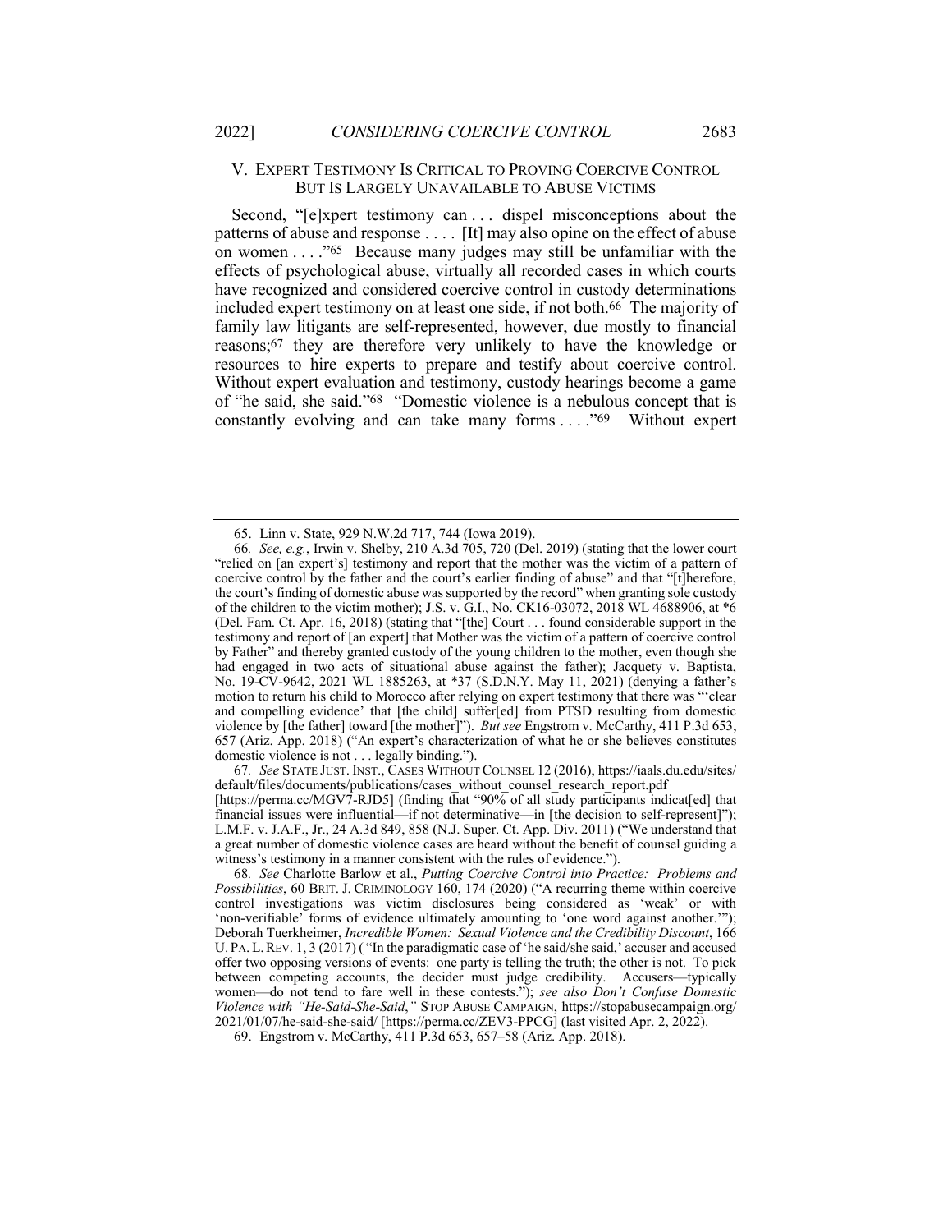## V. EXPERT TESTIMONY IS CRITICAL TO PROVING COERCIVE CONTROL BUT IS LARGELY UNAVAILABLE TO ABUSE VICTIMS

Second, "[e]xpert testimony can . . . dispel misconceptions about the patterns of abuse and response . . . . [It] may also opine on the effect of abuse on women . . . ."[65] Because many judges may still be unfamiliar with the effects of psychological abuse, virtually all recorded cases in which courts have recognized and considered coercive control in custody determinations included expert testimony on at least one side, if not both.[66] The majority of family law litigants are self-represented, however, due mostly to financial reasons;[67] they are therefore very unlikely to have the knowledge or resources to hire experts to prepare and testify about coercive control. Without expert evaluation and testimony, custody hearings become a game of "he said, she said."[68] "Domestic violence is a nebulous concept that is constantly evolving and can take many forms . . . ."[69] Without expert

---

65. Linn v. State, 929 N.W.2d 717, 744 (Iowa 2019).

66. *See, e.g.*, Irwin v. Shelby, 210 A.3d 705, 720 (Del. 2019) (stating that the lower court "relied on [an expert's] testimony and report that the mother was the victim of a pattern of coercive control by the father and the court's earlier finding of abuse" and that "[t]herefore, the court's finding of domestic abuse was supported by the record" when granting sole custody of the children to the victim mother); J.S. v. G.I., No. CK16-03072, 2018 WL 4688906, at *6 (Del. Fam. Ct. Apr. 16, 2018) (stating that "[the] Court . . . found considerable support in the testimony and report of [an expert] that Mother was the victim of a pattern of coercive control by Father" and thereby granted custody of the young children to the mother, even though she had engaged in two acts of situational abuse against the father); Jacquety v. Baptista, No. 19-CV-9642, 2021 WL 1885263, at *37 (S.D.N.Y. May 11, 2021) (denying a father's motion to return his child to Morocco after relying on expert testimony that there was "'clear and compelling evidence' that [the child] suffer[ed] from PTSD resulting from domestic violence by [the father] toward [the mother]"). *But see* Engstrom v. McCarthy, 411 P.3d 653, 657 (Ariz. App. 2018) ("An expert's characterization of what he or she believes constitutes domestic violence is not . . . legally binding.").

67. *See* STATE JUST. INST., CASES WITHOUT COUNSEL 12 (2016), https://iaals.du.edu/sites/default/files/documents/publications/cases_without_counsel_research_report.pdf [https://perma.cc/MGV7-RJD5] (finding that "90% of all study participants indicat[ed] that financial issues were influential—if not determinative—in [the decision to self-represent]"); L.M.F. v. J.A.F., Jr., 24 A.3d 849, 858 (N.J. Super. Ct. App. Div. 2011) ("We understand that a great number of domestic violence cases are heard without the benefit of counsel guiding a witness's testimony in a manner consistent with the rules of evidence.").

68. *See* Charlotte Barlow et al., *Putting Coercive Control into Practice: Problems and Possibilities*, 60 BRIT. J. CRIMINOLOGY 160, 174 (2020) ("A recurring theme within coercive control investigations was victim disclosures being considered as 'weak' or with 'non-verifiable' forms of evidence ultimately amounting to 'one word against another.'"); Deborah Tuerkheimer, *Incredible Women: Sexual Violence and the Credibility Discount*, 166 U. PA. L. REV. 1, 3 (2017) ("In the paradigmatic case of 'he said/she said,' accuser and accused offer two opposing versions of events: one party is telling the truth; the other is not. To pick between competing accounts, the decider must judge credibility. Accusers—typically women—do not tend to fare well in these contests."); *see also Don't Confuse Domestic Violence with "He-Said-She-Said*,*"* STOP ABUSE CAMPAIGN, https://stopabusecampaign.org/2021/01/07/he-said-she-said/ [https://perma.cc/ZEV3-PPCG] (last visited Apr. 2, 2022).

69. Engstrom v. McCarthy, 411 P.3d 653, 657–58 (Ariz. App. 2018).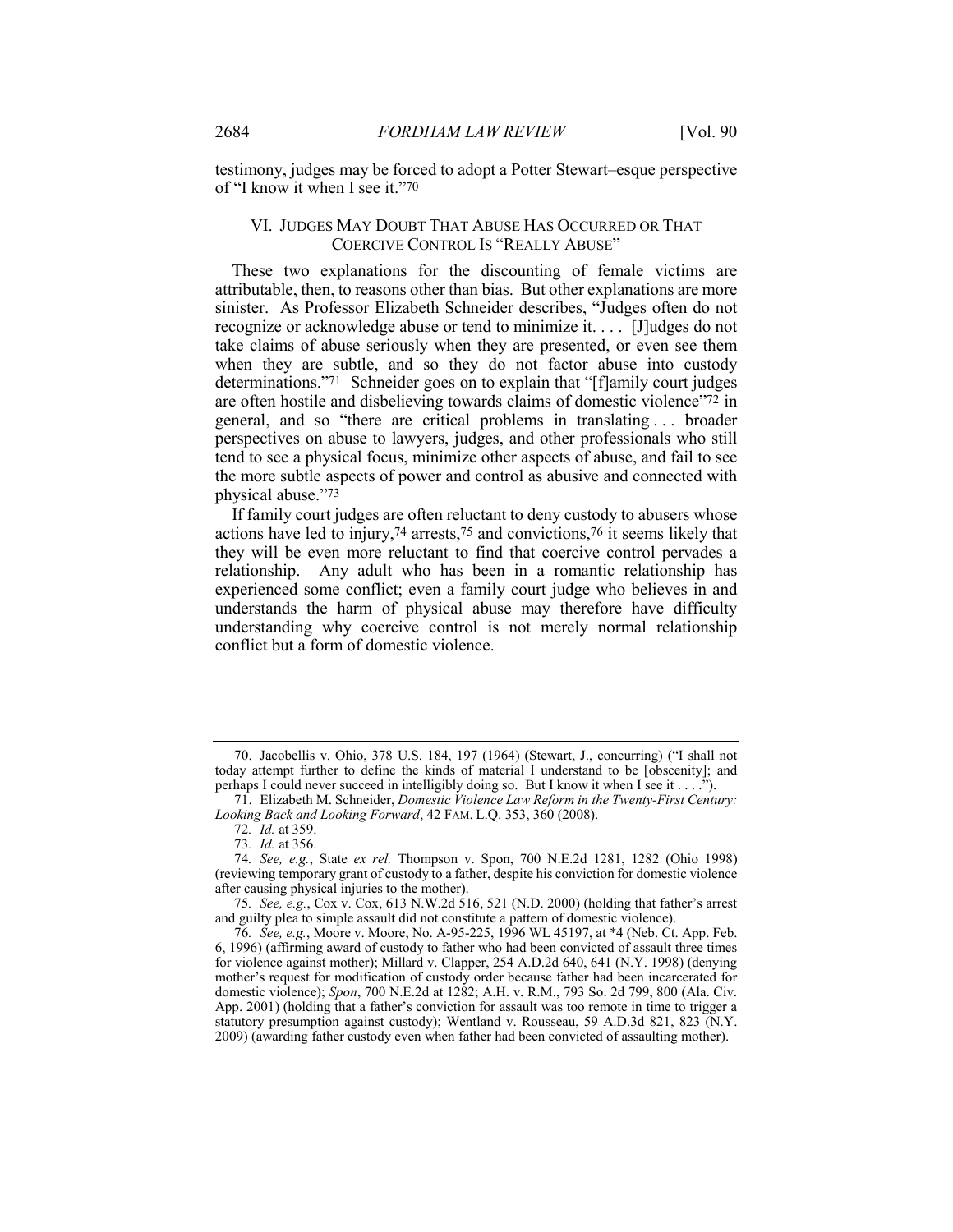testimony, judges may be forced to adopt a Potter Stewart–esque perspective of "I know it when I see it."[70]

## VI. JUDGES MAY DOUBT THAT ABUSE HAS OCCURRED OR THAT COERCIVE CONTROL IS "REALLY ABUSE"

These two explanations for the discounting of female victims are attributable, then, to reasons other than bias. But other explanations are more sinister. As Professor Elizabeth Schneider describes, "Judges often do not recognize or acknowledge abuse or tend to minimize it. . . . [J]udges do not take claims of abuse seriously when they are presented, or even see them when they are subtle, and so they do not factor abuse into custody determinations."[71] Schneider goes on to explain that "[f]amily court judges are often hostile and disbelieving towards claims of domestic violence"[72] in general, and so "there are critical problems in translating . . . broader perspectives on abuse to lawyers, judges, and other professionals who still tend to see a physical focus, minimize other aspects of abuse, and fail to see the more subtle aspects of power and control as abusive and connected with physical abuse."[73]

If family court judges are often reluctant to deny custody to abusers whose actions have led to injury,[74] arrests,[75] and convictions,[76] it seems likely that they will be even more reluctant to find that coercive control pervades a relationship. Any adult who has been in a romantic relationship has experienced some conflict; even a family court judge who believes in and understands the harm of physical abuse may therefore have difficulty understanding why coercive control is not merely normal relationship conflict but a form of domestic violence.

---

70. Jacobellis v. Ohio, 378 U.S. 184, 197 (1964) (Stewart, J., concurring) ("I shall not today attempt further to define the kinds of material I understand to be [obscenity]; and perhaps I could never succeed in intelligibly doing so. But I know it when I see it . . . .").

71. Elizabeth M. Schneider, *Domestic Violence Law Reform in the Twenty-First Century: Looking Back and Looking Forward*, 42 FAM. L.Q. 353, 360 (2008).

72. *Id.* at 359.

73. *Id.* at 356.

74. *See, e.g.*, State *ex rel.* Thompson v. Spon, 700 N.E.2d 1281, 1282 (Ohio 1998) (reviewing temporary grant of custody to a father, despite his conviction for domestic violence after causing physical injuries to the mother).

75. *See, e.g.*, Cox v. Cox, 613 N.W.2d 516, 521 (N.D. 2000) (holding that father's arrest and guilty plea to simple assault did not constitute a pattern of domestic violence).

76. *See, e.g.*, Moore v. Moore, No. A-95-225, 1996 WL 45197, at *4 (Neb. Ct. App. Feb. 6, 1996) (affirming award of custody to father who had been convicted of assault three times for violence against mother); Millard v. Clapper, 254 A.D.2d 640, 641 (N.Y. 1998) (denying mother's request for modification of custody order because father had been incarcerated for domestic violence); *Spon*, 700 N.E.2d at 1282; A.H. v. R.M., 793 So. 2d 799, 800 (Ala. Civ. App. 2001) (holding that a father's conviction for assault was too remote in time to trigger a statutory presumption against custody); Wentland v. Rousseau, 59 A.D.3d 821, 823 (N.Y. 2009) (awarding father custody even when father had been convicted of assaulting mother).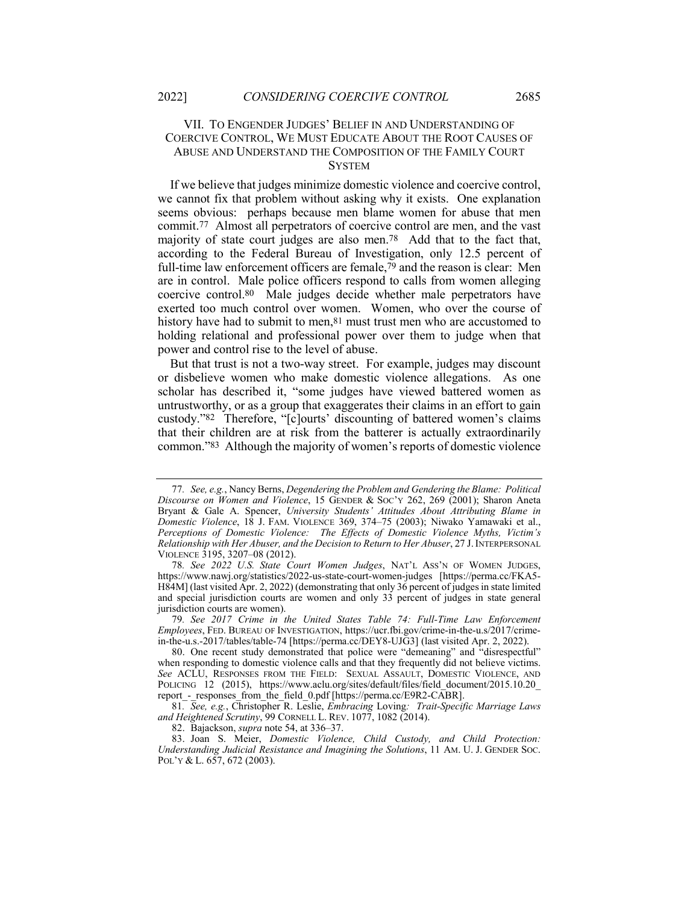## VII. TO ENGENDER JUDGES' BELIEF IN AND UNDERSTANDING OF COERCIVE CONTROL, WE MUST EDUCATE ABOUT THE ROOT CAUSES OF ABUSE AND UNDERSTAND THE COMPOSITION OF THE FAMILY COURT SYSTEM

If we believe that judges minimize domestic violence and coercive control, we cannot fix that problem without asking why it exists. One explanation seems obvious: perhaps because men blame women for abuse that men commit.[77] Almost all perpetrators of coercive control are men, and the vast majority of state court judges are also men.[78] Add that to the fact that, according to the Federal Bureau of Investigation, only 12.5 percent of full-time law enforcement officers are female,[79] and the reason is clear: Men are in control. Male police officers respond to calls from women alleging coercive control.[80] Male judges decide whether male perpetrators have exerted too much control over women. Women, who over the course of history have had to submit to men,[81] must trust men who are accustomed to holding relational and professional power over them to judge when that power and control rise to the level of abuse.

But that trust is not a two-way street. For example, judges may discount or disbelieve women who make domestic violence allegations. As one scholar has described it, "some judges have viewed battered women as untrustworthy, or as a group that exaggerates their claims in an effort to gain custody."[82] Therefore, "[c]ourts' discounting of battered women's claims that their children are at risk from the batterer is actually extraordinarily common."[83] Although the majority of women's reports of domestic violence

---

77. *See, e.g.*, Nancy Berns, *Degendering the Problem and Gendering the Blame: Political Discourse on Women and Violence*, 15 GENDER & SOC'Y 262, 269 (2001); Sharon Aneta Bryant & Gale A. Spencer, *University Students' Attitudes About Attributing Blame in Domestic Violence*, 18 J. FAM. VIOLENCE 369, 374–75 (2003); Niwako Yamawaki et al., *Perceptions of Domestic Violence: The Effects of Domestic Violence Myths, Victim's Relationship with Her Abuser, and the Decision to Return to Her Abuser*, 27 J. INTERPERSONAL VIOLENCE 3195, 3207–08 (2012).

78. *See 2022 U.S. State Court Women Judges*, NAT'L ASS'N OF WOMEN JUDGES, https://www.nawj.org/statistics/2022-us-state-court-women-judges [https://perma.cc/FKA5-H84M] (last visited Apr. 2, 2022) (demonstrating that only 36 percent of judges in state limited and special jurisdiction courts are women and only 33 percent of judges in state general jurisdiction courts are women).

79. *See 2017 Crime in the United States Table 74: Full-Time Law Enforcement Employees*, FED. BUREAU OF INVESTIGATION, https://ucr.fbi.gov/crime-in-the-u.s/2017/crime-in-the-u.s.-2017/tables/table-74 [https://perma.cc/DEY8-UJG3] (last visited Apr. 2, 2022).

80. One recent study demonstrated that police were "demeaning" and "disrespectful" when responding to domestic violence calls and that they frequently did not believe victims. *See* ACLU, RESPONSES FROM THE FIELD: SEXUAL ASSAULT, DOMESTIC VIOLENCE, AND POLICING 12 (2015), https://www.aclu.org/sites/default/files/field_document/2015.10.20_report_-_responses_from_the_field_0.pdf [https://perma.cc/E9R2-CABR].

81. *See, e.g.*, Christopher R. Leslie, *Embracing* Loving*: Trait-Specific Marriage Laws and Heightened Scrutiny*, 99 CORNELL L. REV. 1077, 1082 (2014).

82. Bajackson, *supra* note 54, at 336–37.

83. Joan S. Meier, *Domestic Violence, Child Custody, and Child Protection: Understanding Judicial Resistance and Imagining the Solutions*, 11 AM. U. J. GENDER SOC. POL'Y & L. 657, 672 (2003).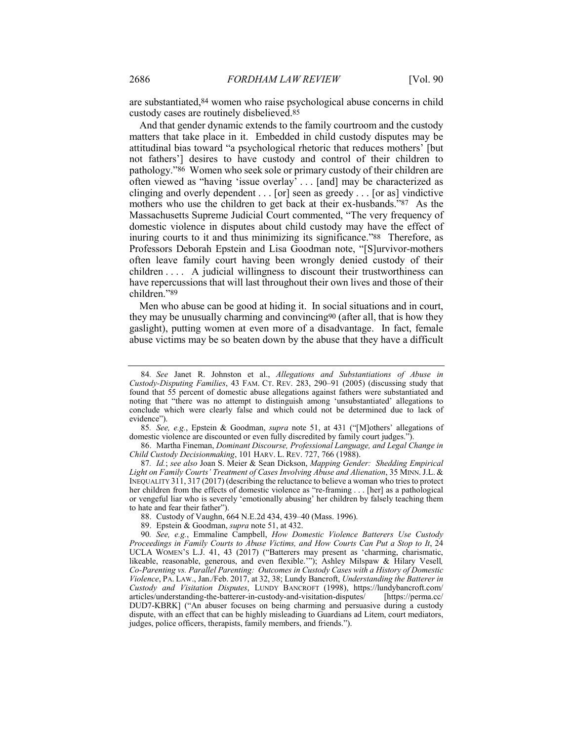are substantiated,[84] women who raise psychological abuse concerns in child custody cases are routinely disbelieved.[85]

And that gender dynamic extends to the family courtroom and the custody matters that take place in it. Embedded in child custody disputes may be attitudinal bias toward "a psychological rhetoric that reduces mothers' [but not fathers'] desires to have custody and control of their children to pathology."[86] Women who seek sole or primary custody of their children are often viewed as "having 'issue overlay' . . . [and] may be characterized as clinging and overly dependent . . . [or] seen as greedy . . . [or as] vindictive mothers who use the children to get back at their ex-husbands."[87] As the Massachusetts Supreme Judicial Court commented, "The very frequency of domestic violence in disputes about child custody may have the effect of inuring courts to it and thus minimizing its significance."[88] Therefore, as Professors Deborah Epstein and Lisa Goodman note, "[S]urvivor-mothers often leave family court having been wrongly denied custody of their children . . . . A judicial willingness to discount their trustworthiness can have repercussions that will last throughout their own lives and those of their children."[89]

Men who abuse can be good at hiding it. In social situations and in court, they may be unusually charming and convincing[90] (after all, that is how they gaslight), putting women at even more of a disadvantage. In fact, female abuse victims may be so beaten down by the abuse that they have a difficult

---

84. *See* Janet R. Johnston et al., *Allegations and Substantiations of Abuse in Custody-Disputing Families*, 43 FAM. CT. REV. 283, 290–91 (2005) (discussing study that found that 55 percent of domestic abuse allegations against fathers were substantiated and noting that "there was no attempt to distinguish among 'unsubstantiated' allegations to conclude which were clearly false and which could not be determined due to lack of evidence").

85. *See, e.g.*, Epstein & Goodman, *supra* note 51, at 431 ("[M]others' allegations of domestic violence are discounted or even fully discredited by family court judges.").

86. Martha Fineman, *Dominant Discourse, Professional Language, and Legal Change in Child Custody Decisionmaking*, 101 HARV. L. REV. 727, 766 (1988).

87. *Id.*; *see also* Joan S. Meier & Sean Dickson, *Mapping Gender: Shedding Empirical Light on Family Courts' Treatment of Cases Involving Abuse and Alienation*, 35 MINN. J.L. & INEQUALITY 311, 317 (2017) (describing the reluctance to believe a woman who tries to protect her children from the effects of domestic violence as "re-framing . . . [her] as a pathological or vengeful liar who is severely 'emotionally abusing' her children by falsely teaching them to hate and fear their father").

88. Custody of Vaughn, 664 N.E.2d 434, 439–40 (Mass. 1996).

89. Epstein & Goodman, *supra* note 51, at 432.

90. *See, e.g.*, Emmaline Campbell, *How Domestic Violence Batterers Use Custody Proceedings in Family Courts to Abuse Victims, and How Courts Can Put a Stop to It*, 24 UCLA WOMEN'S L.J. 41, 43 (2017) ("Batterers may present as 'charming, charismatic, likeable, reasonable, generous, and even flexible.'"); Ashley Milspaw & Hilary Vesell*, Co-Parenting vs. Parallel Parenting: Outcomes in Custody Cases with a History of Domestic Violence*, PA. LAW., Jan./Feb. 2017, at 32, 38; Lundy Bancroft, *Understanding the Batterer in Custody and Visitation Disputes*, LUNDY BANCROFT (1998), https://lundybancroft.com/articles/understanding-the-batterer-in-custody-and-visitation-disputes/ [https://perma.cc/DUD7-KBRK] ("An abuser focuses on being charming and persuasive during a custody dispute, with an effect that can be highly misleading to Guardians ad Litem, court mediators, judges, police officers, therapists, family members, and friends.").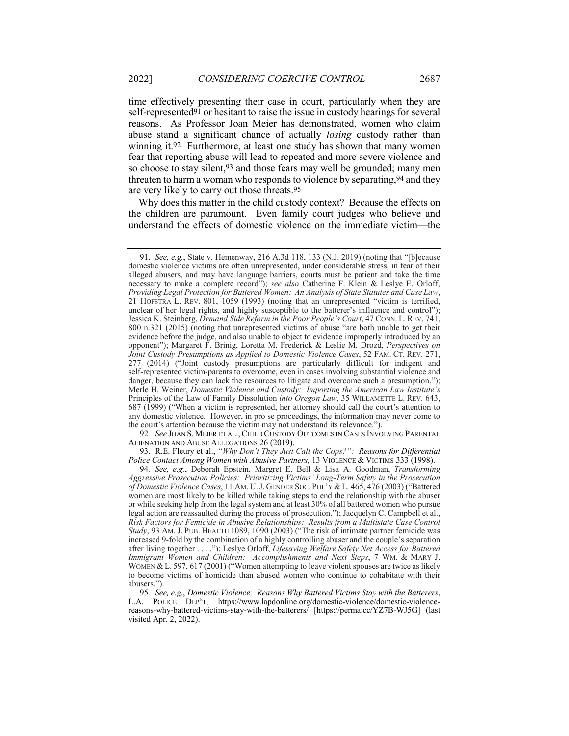time effectively presenting their case in court, particularly when they are self-represented[91] or hesitant to raise the issue in custody hearings for several reasons. As Professor Joan Meier has demonstrated, women who claim abuse stand a significant chance of actually *losing* custody rather than winning it.[92] Furthermore, at least one study has shown that many women fear that reporting abuse will lead to repeated and more severe violence and so choose to stay silent,[93] and those fears may well be grounded; many men threaten to harm a woman who responds to violence by separating,[94] and they are very likely to carry out those threats.[95]

Why does this matter in the child custody context? Because the effects on the children are paramount. Even family court judges who believe and understand the effects of domestic violence on the immediate victim—the

---

91. *See, e.g.*, State v. Hemenway, 216 A.3d 118, 133 (N.J. 2019) (noting that "[b]ecause domestic violence victims are often unrepresented, under considerable stress, in fear of their alleged abusers, and may have language barriers, courts must be patient and take the time necessary to make a complete record"); *see also* Catherine F. Klein & Leslye E. Orloff, *Providing Legal Protection for Battered Women: An Analysis of State Statutes and Case Law*, 21 HOFSTRA L. REV. 801, 1059 (1993) (noting that an unrepresented "victim is terrified, unclear of her legal rights, and highly susceptible to the batterer's influence and control"); Jessica K. Steinberg, *Demand Side Reform in the Poor People's Court*, 47 CONN. L. REV. 741, 800 n.321 (2015) (noting that unrepresented victims of abuse "are both unable to get their evidence before the judge, and also unable to object to evidence improperly introduced by an opponent"); Margaret F. Brinig, Loretta M. Frederick & Leslie M. Drozd, *Perspectives on Joint Custody Presumptions as Applied to Domestic Violence Cases*, 52 FAM. CT. REV. 271, 277 (2014) ("Joint custody presumptions are particularly difficult for indigent and self-represented victim-parents to overcome, even in cases involving substantial violence and danger, because they can lack the resources to litigate and overcome such a presumption."); Merle H. Weiner, *Domestic Violence and Custody: Importing the American Law Institute's* Principles of the Law of Family Dissolution *into Oregon Law*, 35 WILLAMETTE L. REV. 643, 687 (1999) ("When a victim is represented, her attorney should call the court's attention to any domestic violence. However, in pro se proceedings, the information may never come to the court's attention because the victim may not understand its relevance.").

92. *See* JOAN S. MEIER ET AL., CHILD CUSTODY OUTCOMES IN CASES INVOLVING PARENTAL ALIENATION AND ABUSE ALLEGATIONS 26 (2019).

93. R.E. Fleury et al., *"Why Don't They Just Call the Cops?": Reasons for Differential Police Contact Among Women with Abusive Partners,* 13 VIOLENCE & VICTIMS 333 (1998).

94. *See, e.g.*, Deborah Epstein, Margret E. Bell & Lisa A. Goodman, *Transforming Aggressive Prosecution Policies: Prioritizing Victims' Long-Term Safety in the Prosecution of Domestic Violence Cases*, 11 AM. U. J. GENDER SOC. POL'Y & L. 465, 476 (2003) ("Battered women are most likely to be killed while taking steps to end the relationship with the abuser or while seeking help from the legal system and at least 30% of all battered women who pursue legal action are reassaulted during the process of prosecution."); Jacquelyn C. Campbell et al., *Risk Factors for Femicide in Abusive Relationships: Results from a Multistate Case Control Study*, 93 AM. J. PUB. HEALTH 1089, 1090 (2003) ("The risk of intimate partner femicide was increased 9-fold by the combination of a highly controlling abuser and the couple's separation after living together . . . ."); Leslye Orloff, *Lifesaving Welfare Safety Net Access for Battered Immigrant Women and Children: Accomplishments and Next Steps*, 7 WM. & MARY J. WOMEN & L. 597, 617 (2001) ("Women attempting to leave violent spouses are twice as likely to become victims of homicide than abused women who continue to cohabitate with their abusers.").

95. *See, e.g.*, *Domestic Violence: Reasons Why Battered Victims Stay with the Batterers*, L.A. POLICE DEP'T, https://www.lapdonline.org/domestic-violence/domestic-violence-reasons-why-battered-victims-stay-with-the-batterers/ [https://perma.cc/YZ7B-WJ5G] (last visited Apr. 2, 2022).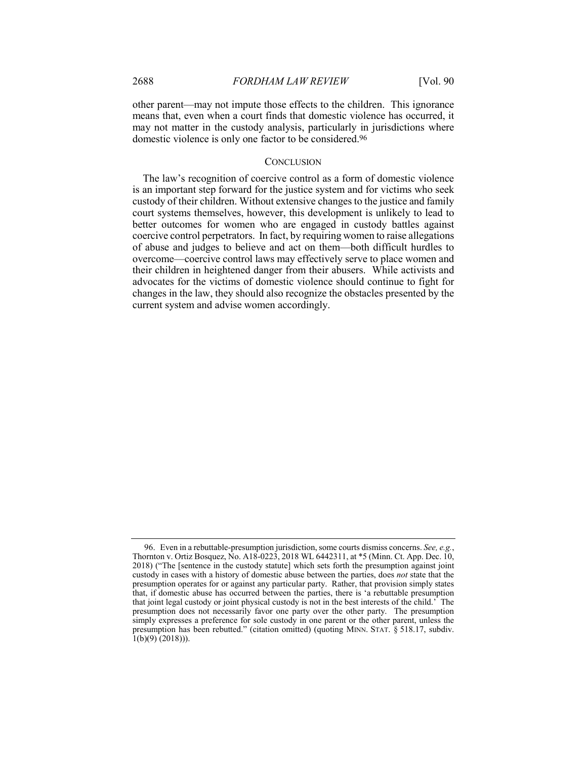other parent—may not impute those effects to the children. This ignorance means that, even when a court finds that domestic violence has occurred, it may not matter in the custody analysis, particularly in jurisdictions where domestic violence is only one factor to be considered.[96]

## CONCLUSION

The law's recognition of coercive control as a form of domestic violence is an important step forward for the justice system and for victims who seek custody of their children. Without extensive changes to the justice and family court systems themselves, however, this development is unlikely to lead to better outcomes for women who are engaged in custody battles against coercive control perpetrators. In fact, by requiring women to raise allegations of abuse and judges to believe and act on them—both difficult hurdles to overcome—coercive control laws may effectively serve to place women and their children in heightened danger from their abusers. While activists and advocates for the victims of domestic violence should continue to fight for changes in the law, they should also recognize the obstacles presented by the current system and advise women accordingly.

---

96. Even in a rebuttable-presumption jurisdiction, some courts dismiss concerns. *See, e.g.*, Thornton v. Ortiz Bosquez, No. A18-0223, 2018 WL 6442311, at *5 (Minn. Ct. App. Dec. 10, 2018) ("The [sentence in the custody statute] which sets forth the presumption against joint custody in cases with a history of domestic abuse between the parties, does *not* state that the presumption operates for or against any particular party. Rather, that provision simply states that, if domestic abuse has occurred between the parties, there is 'a rebuttable presumption that joint legal custody or joint physical custody is not in the best interests of the child.' The presumption does not necessarily favor one party over the other party. The presumption simply expresses a preference for sole custody in one parent or the other parent, unless the presumption has been rebutted." (citation omitted) (quoting MINN. STAT. § 518.17, subdiv. 1(b)(9) (2018))).